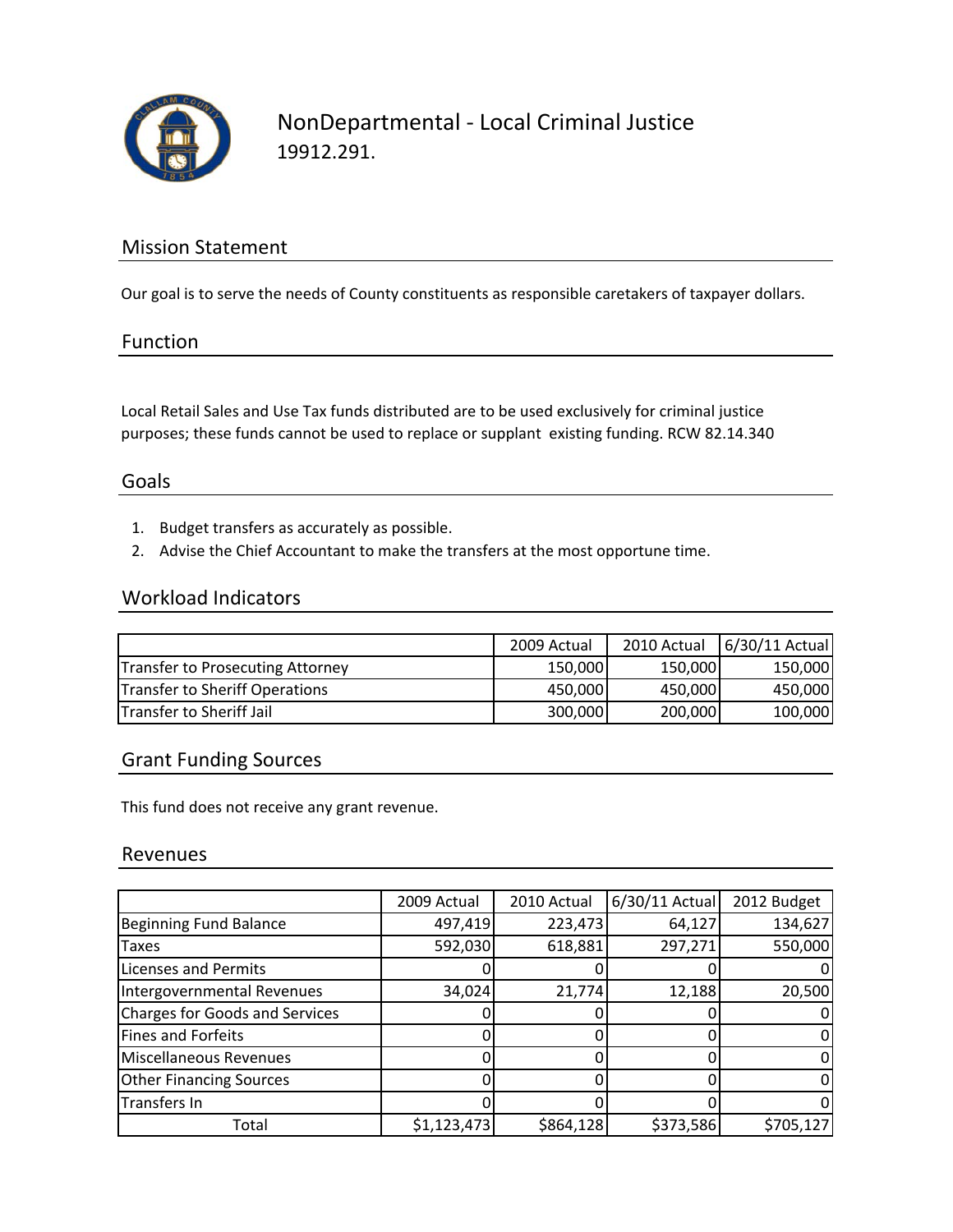# NonDepartmental - Local Criminal Justice

19912.291.

## Mission Statement

Our goal is to serve the needs of County constituents as responsible caretakers of taxpayer dollars.

## Function

Local Retail Sales and Use Tax funds distributed are to be used exclusively for criminal justice purposes; these funds cannot be used to replace or supplant existing funding. RCW 82.14.340

## Goals

1. Budget transfers as accurately as possible.
2. Advise the Chief Accountant to make the transfers at the most opportune time.

## Workload Indicators

| | 2009 Actual | 2010 Actual | 6/30/11 Actual |
|---|---|---|---|
| Transfer to Prosecuting Attorney | 150,000 | 150,000 | 150,000 |
| Transfer to Sheriff Operations | 450,000 | 450,000 | 450,000 |
| Transfer to Sheriff Jail | 300,000 | 200,000 | 100,000 |

## Grant Funding Sources

This fund does not receive any grant revenue.

## Revenues

| | 2009 Actual | 2010 Actual | 6/30/11 Actual | 2012 Budget |
|---|---|---|---|---|
| Beginning Fund Balance | 497,419 | 223,473 | 64,127 | 134,627 |
| Taxes | 592,030 | 618,881 | 297,271 | 550,000 |
| Licenses and Permits | 0 | 0 | 0 | 0 |
| Intergovernmental Revenues | 34,024 | 21,774 | 12,188 | 20,500 |
| Charges for Goods and Services | 0 | 0 | 0 | 0 |
| Fines and Forfeits | 0 | 0 | 0 | 0 |
| Miscellaneous Revenues | 0 | 0 | 0 | 0 |
| Other Financing Sources | 0 | 0 | 0 | 0 |
| Transfers In | 0 | 0 | 0 | 0 |
| Total | $1,123,473 | $864,128 | $373,586 | $705,127 |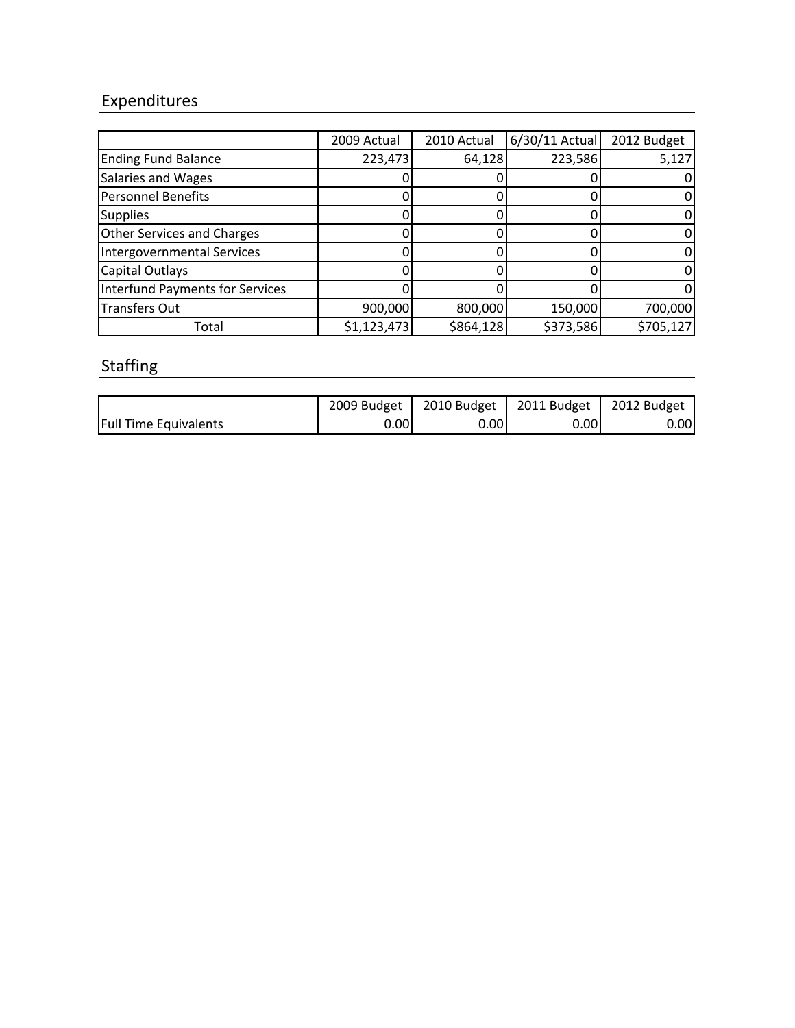## Expenditures

| | 2009 Actual | 2010 Actual | 6/30/11 Actual | 2012 Budget |
|---|---|---|---|---|
| Ending Fund Balance | 223,473 | 64,128 | 223,586 | 5,127 |
| Salaries and Wages | 0 | 0 | 0 | 0 |
| Personnel Benefits | 0 | 0 | 0 | 0 |
| Supplies | 0 | 0 | 0 | 0 |
| Other Services and Charges | 0 | 0 | 0 | 0 |
| Intergovernmental Services | 0 | 0 | 0 | 0 |
| Capital Outlays | 0 | 0 | 0 | 0 |
| Interfund Payments for Services | 0 | 0 | 0 | 0 |
| Transfers Out | 900,000 | 800,000 | 150,000 | 700,000 |
| Total | $1,123,473 | $864,128 | $373,586 | $705,127 |

## Staffing

| | 2009 Budget | 2010 Budget | 2011 Budget | 2012 Budget |
|---|---|---|---|---|
| Full Time Equivalents | 0.00 | 0.00 | 0.00 | 0.00 |